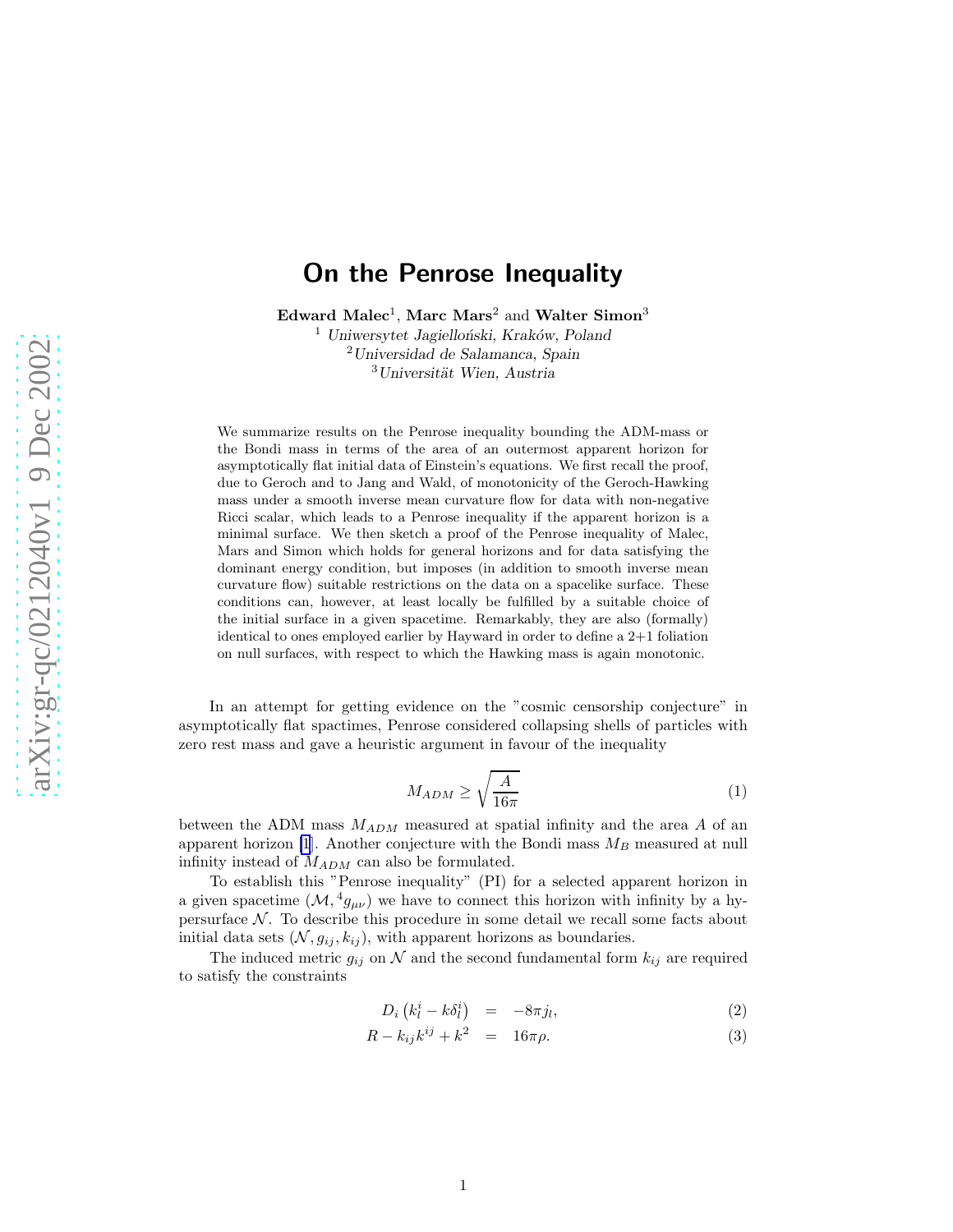# On the Penrose Inequality

**Edward Malec**[1], **Marc Mars**[2] and **Walter Simon**[3]

[1] *Uniwersytet Jagielloński, Kraków, Poland*
[2] *Universidad de Salamanca, Spain*
[3] *Universität Wien, Austria*

We summarize results on the Penrose inequality bounding the ADM-mass or the Bondi mass in terms of the area of an outermost apparent horizon for asymptotically flat initial data of Einstein's equations. We first recall the proof, due to Geroch and to Jang and Wald, of monotonicity of the Geroch-Hawking mass under a smooth inverse mean curvature flow for data with non-negative Ricci scalar, which leads to a Penrose inequality if the apparent horizon is a minimal surface. We then sketch a proof of the Penrose inequality of Malec, Mars and Simon which holds for general horizons and for data satisfying the dominant energy condition, but imposes (in addition to smooth inverse mean curvature flow) suitable restrictions on the data on a spacelike surface. These conditions can, however, at least locally be fulfilled by a suitable choice of the initial surface in a given spacetime. Remarkably, they are also (formally) identical to ones employed earlier by Hayward in order to define a 2+1 foliation on null surfaces, with respect to which the Hawking mass is again monotonic.

In an attempt for getting evidence on the "cosmic censorship conjecture" in asymptotically flat spactimes, Penrose considered collapsing shells of particles with zero rest mass and gave a heuristic argument in favour of the inequality

$$M_{ADM} \geq \sqrt{\frac{A}{16\pi}} \tag{1}$$

between the ADM mass $M_{ADM}$ measured at spatial infinity and the area $A$ of an apparent horizon [1]. Another conjecture with the Bondi mass $M_B$ measured at null infinity instead of $M_{ADM}$ can also be formulated.

To establish this "Penrose inequality" (PI) for a selected apparent horizon in a given spacetime $(\mathcal{M}, {}^4g_{\mu\nu})$ we have to connect this horizon with infinity by a hypersurface $\mathcal{N}$. To describe this procedure in some detail we recall some facts about initial data sets $(\mathcal{N}, g_{ij}, k_{ij})$, with apparent horizons as boundaries.

The induced metric $g_{ij}$ on $\mathcal{N}$ and the second fundamental form $k_{ij}$ are required to satisfy the constraints

$$D_i \left( k^i_l - k\delta^i_l \right) = -8\pi j_l, \tag{2}$$

$$R - k_{ij}k^{ij} + k^2 = 16\pi\rho. \tag{3}$$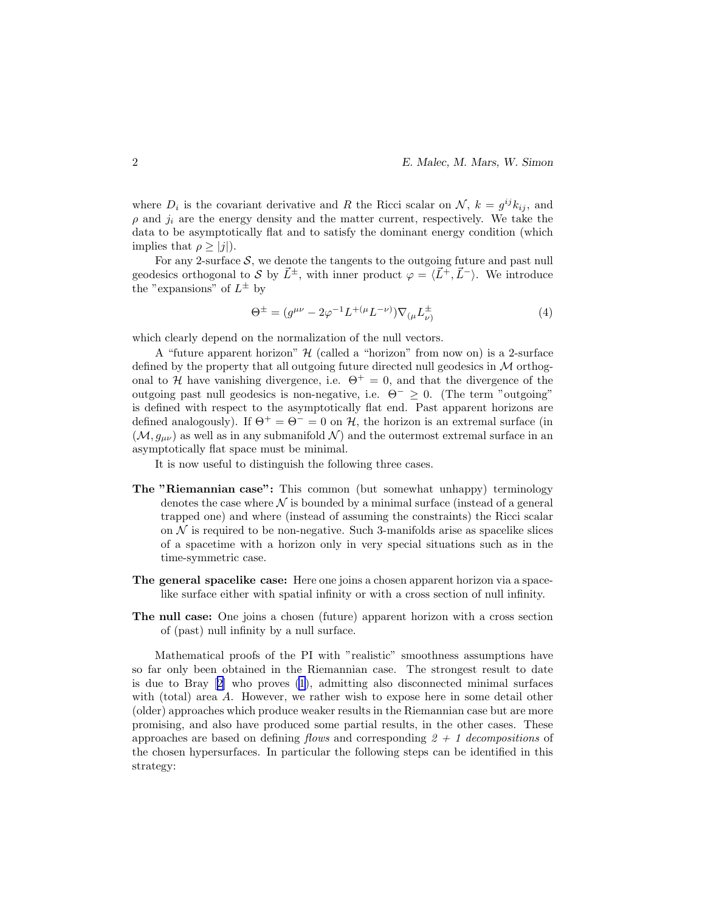where $D_i$ is the covariant derivative and $R$ the Ricci scalar on $\mathcal{N}$, $k = g^{ij}k_{ij}$, and $\rho$ and $j_i$ are the energy density and the matter current, respectively. We take the data to be asymptotically flat and to satisfy the dominant energy condition (which implies that $\rho \geq |j|$).

For any 2-surface $\mathcal{S}$, we denote the tangents to the outgoing future and past null geodesics orthogonal to $\mathcal{S}$ by $\vec{L}^{\pm}$, with inner product $\varphi = \langle \vec{L}^{+}, \vec{L}^{-} \rangle$. We introduce the "expansions" of $L^{\pm}$ by

$$\Theta^{\pm} = (g^{\mu\nu} - 2\varphi^{-1} L^{+(\mu} L^{-\nu)}) \nabla_{(\mu} L^{\pm}_{\nu)} \tag{4}$$

which clearly depend on the normalization of the null vectors.

A "future apparent horizon" $\mathcal{H}$ (called a "horizon" from now on) is a 2-surface defined by the property that all outgoing future directed null geodesics in $\mathcal{M}$ orthogonal to $\mathcal{H}$ have vanishing divergence, i.e. $\Theta^{+} = 0$, and that the divergence of the outgoing past null geodesics is non-negative, i.e. $\Theta^{-} \geq 0$. (The term "outgoing" is defined with respect to the asymptotically flat end. Past apparent horizons are defined analogously). If $\Theta^{+} = \Theta^{-} = 0$ on $\mathcal{H}$, the horizon is an extremal surface (in $(\mathcal{M}, g_{\mu\nu})$ as well as in any submanifold $\mathcal{N}$) and the outermost extremal surface in an asymptotically flat space must be minimal.

It is now useful to distinguish the following three cases.

**The "Riemannian case":** This common (but somewhat unhappy) terminology denotes the case where $\mathcal{N}$ is bounded by a minimal surface (instead of a general trapped one) and where (instead of assuming the constraints) the Ricci scalar on $\mathcal{N}$ is required to be non-negative. Such 3-manifolds arise as spacelike slices of a spacetime with a horizon only in very special situations such as in the time-symmetric case.

**The general spacelike case:** Here one joins a chosen apparent horizon via a spacelike surface either with spatial infinity or with a cross section of null infinity.

**The null case:** One joins a chosen (future) apparent horizon with a cross section of (past) null infinity by a null surface.

Mathematical proofs of the PI with "realistic" smoothness assumptions have so far only been obtained in the Riemannian case. The strongest result to date is due to Bray [2] who proves (1), admitting also disconnected minimal surfaces with (total) area $A$. However, we rather wish to expose here in some detail other (older) approaches which produce weaker results in the Riemannian case but are more promising, and also have produced some partial results, in the other cases. These approaches are based on defining *flows* and corresponding *2 + 1 decompositions* of the chosen hypersurfaces. In particular the following steps can be identified in this strategy: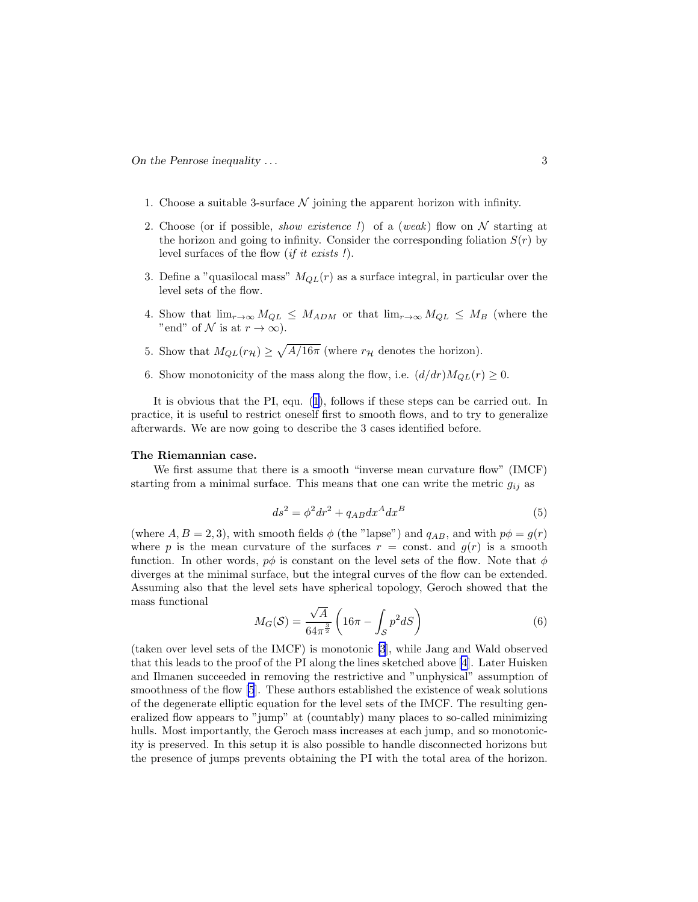1. Choose a suitable 3-surface $\mathcal{N}$ joining the apparent horizon with infinity.
2. Choose (or if possible, *show existence !*) of a (*weak*) flow on $\mathcal{N}$ starting at the horizon and going to infinity. Consider the corresponding foliation $S(r)$ by level surfaces of the flow (*if it exists !*).
3. Define a "quasilocal mass" $M_{QL}(r)$ as a surface integral, in particular over the level sets of the flow.
4. Show that $\lim_{r\to\infty} M_{QL} \leq M_{ADM}$ or that $\lim_{r\to\infty} M_{QL} \leq M_B$ (where the "end" of $\mathcal{N}$ is at $r \to \infty$).
5. Show that $M_{QL}(r_{\mathcal{H}}) \geq \sqrt{A/16\pi}$ (where $r_{\mathcal{H}}$ denotes the horizon).
6. Show monotonicity of the mass along the flow, i.e. $(d/dr)M_{QL}(r) \geq 0$.

It is obvious that the PI, equ. (1), follows if these steps can be carried out. In practice, it is useful to restrict oneself first to smooth flows, and to try to generalize afterwards. We are now going to describe the 3 cases identified before.

**The Riemannian case.**

We first assume that there is a smooth "inverse mean curvature flow" (IMCF) starting from a minimal surface. This means that one can write the metric $g_{ij}$ as

$$ds^2 = \phi^2 dr^2 + q_{AB} dx^A dx^B \tag{5}$$

(where $A, B = 2, 3$), with smooth fields $\phi$ (the "lapse") and $q_{AB}$, and with $p\phi = g(r)$ where $p$ is the mean curvature of the surfaces $r =$ const. and $g(r)$ is a smooth function. In other words, $p\phi$ is constant on the level sets of the flow. Note that $\phi$ diverges at the minimal surface, but the integral curves of the flow can be extended. Assuming also that the level sets have spherical topology, Geroch showed that the mass functional

$$M_G(\mathcal{S}) = \frac{\sqrt{A}}{64\pi^{\frac{3}{2}}}\left(16\pi - \int_{\mathcal{S}} p^2 dS\right) \tag{6}$$

(taken over level sets of the IMCF) is monotonic [3], while Jang and Wald observed that this leads to the proof of the PI along the lines sketched above [4]. Later Huisken and Ilmanen succeeded in removing the restrictive and "unphysical" assumption of smoothness of the flow [5]. These authors established the existence of weak solutions of the degenerate elliptic equation for the level sets of the IMCF. The resulting generalized flow appears to "jump" at (countably) many places to so-called minimizing hulls. Most importantly, the Geroch mass increases at each jump, and so monotonicity is preserved. In this setup it is also possible to handle disconnected horizons but the presence of jumps prevents obtaining the PI with the total area of the horizon.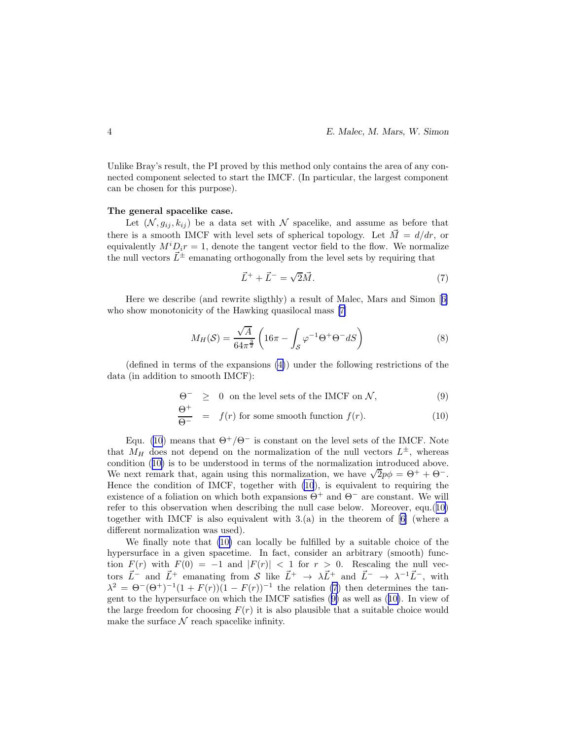Unlike Bray's result, the PI proved by this method only contains the area of any connected component selected to start the IMCF. (In particular, the largest component can be chosen for this purpose).

**The general spacelike case.**

Let $(\mathcal{N}, g_{ij}, k_{ij})$ be a data set with $\mathcal{N}$ spacelike, and assume as before that there is a smooth IMCF with level sets of spherical topology. Let $\vec{M} = d/dr$, or equivalently $M^i D_i r = 1$, denote the tangent vector field to the flow. We normalize the null vectors $\vec{L}^{\pm}$ emanating orthogonally from the level sets by requiring that

$$\vec{L}^{+} + \vec{L}^{-} = \sqrt{2}\vec{M}. \tag{7}$$

Here we describe (and rewrite sligthly) a result of Malec, Mars and Simon [6] who show monotonicity of the Hawking quasilocal mass [7]

$$M_H(\mathcal{S}) = \frac{\sqrt{A}}{64\pi^{\frac{3}{2}}}\left(16\pi - \int_{\mathcal{S}} \varphi^{-1}\Theta^{+}\Theta^{-} dS\right) \tag{8}$$

(defined in terms of the expansions (4)) under the following restrictions of the data (in addition to smooth IMCF):

$$\Theta^{-} \geq 0 \text{ on the level sets of the IMCF on } \mathcal{N}, \tag{9}$$

$$\frac{\Theta^{+}}{\Theta^{-}} = f(r) \text{ for some smooth function } f(r). \tag{10}$$

Equ. (10) means that $\Theta^{+}/\Theta^{-}$ is constant on the level sets of the IMCF. Note that $M_H$ does not depend on the normalization of the null vectors $L^{\pm}$, whereas condition (10) is to be understood in terms of the normalization introduced above. We next remark that, again using this normalization, we have $\sqrt{2}p\phi = \Theta^{+} + \Theta^{-}$. Hence the condition of IMCF, together with (10), is equivalent to requiring the existence of a foliation on which both expansions $\Theta^{+}$ and $\Theta^{-}$ are constant. We will refer to this observation when describing the null case below. Moreover, equ.(10) together with IMCF is also equivalent with 3.(a) in the theorem of [6] (where a different normalization was used).

We finally note that (10) can locally be fulfilled by a suitable choice of the hypersurface in a given spacetime. In fact, consider an arbitrary (smooth) function $F(r)$ with $F(0) = -1$ and $|F(r)| < 1$ for $r > 0$. Rescaling the null vectors $\vec{L}^{-}$ and $\vec{L}^{+}$ emanating from $\mathcal{S}$ like $\vec{L}^{+} \to \lambda\vec{L}^{+}$ and $\vec{L}^{-} \to \lambda^{-1}\vec{L}^{-}$, with $\lambda^2 = \Theta^{-}(\Theta^{+})^{-1}(1 + F(r))(1 - F(r))^{-1}$ the relation (7) then determines the tangent to the hypersurface on which the IMCF satisfies (9) as well as (10). In view of the large freedom for choosing $F(r)$ it is also plausible that a suitable choice would make the surface $\mathcal{N}$ reach spacelike infinity.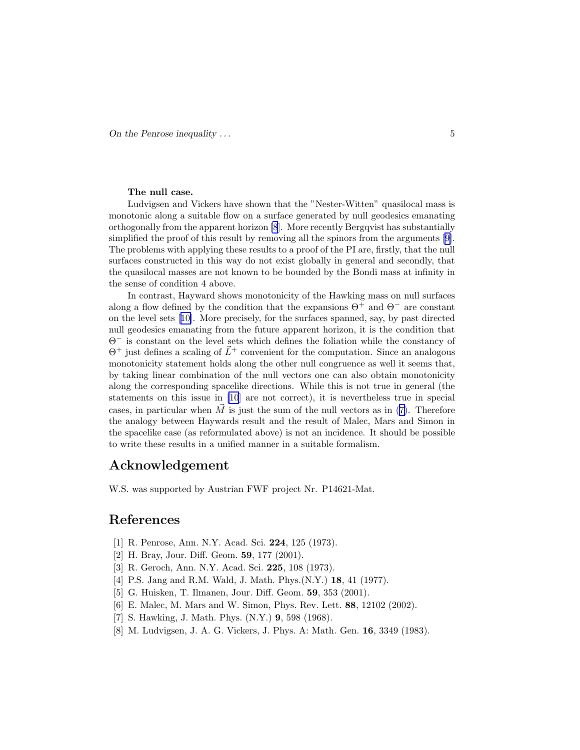**The null case.**

Ludvigsen and Vickers have shown that the "Nester-Witten" quasilocal mass is monotonic along a suitable flow on a surface generated by null geodesics emanating orthogonally from the apparent horizon [8]. More recently Bergqvist has substantially simplified the proof of this result by removing all the spinors from the arguments [9]. The problems with applying these results to a proof of the PI are, firstly, that the null surfaces constructed in this way do not exist globally in general and secondly, that the quasilocal masses are not known to be bounded by the Bondi mass at infinity in the sense of condition 4 above.

In contrast, Hayward shows monotonicity of the Hawking mass on null surfaces along a flow defined by the condition that the expansions $\Theta^+$ and $\Theta^-$ are constant on the level sets [10]. More precisely, for the surfaces spanned, say, by past directed null geodesics emanating from the future apparent horizon, it is the condition that $\Theta^-$ is constant on the level sets which defines the foliation while the constancy of $\Theta^+$ just defines a scaling of $\vec{L}^+$ convenient for the computation. Since an analogous monotonicity statement holds along the other null congruence as well it seems that, by taking linear combination of the null vectors one can also obtain monotonicity along the corresponding spacelike directions. While this is not true in general (the statements on this issue in [10] are not correct), it is nevertheless true in special cases, in particular when $\vec{M}$ is just the sum of the null vectors as in (7). Therefore the analogy between Haywards result and the result of Malec, Mars and Simon in the spacelike case (as reformulated above) is not an incidence. It should be possible to write these results in a unified manner in a suitable formalism.

## Acknowledgement

W.S. was supported by Austrian FWF project Nr. P14621-Mat.

## References

[1] R. Penrose, Ann. N.Y. Acad. Sci. **224**, 125 (1973).

[2] H. Bray, Jour. Diff. Geom. **59**, 177 (2001).

[3] R. Geroch, Ann. N.Y. Acad. Sci. **225**, 108 (1973).

[4] P.S. Jang and R.M. Wald, J. Math. Phys.(N.Y.) **18**, 41 (1977).

[5] G. Huisken, T. Ilmanen, Jour. Diff. Geom. **59**, 353 (2001).

[6] E. Malec, M. Mars and W. Simon, Phys. Rev. Lett. **88**, 12102 (2002).

[7] S. Hawking, J. Math. Phys. (N.Y.) **9**, 598 (1968).

[8] M. Ludvigsen, J. A. G. Vickers, J. Phys. A: Math. Gen. **16**, 3349 (1983).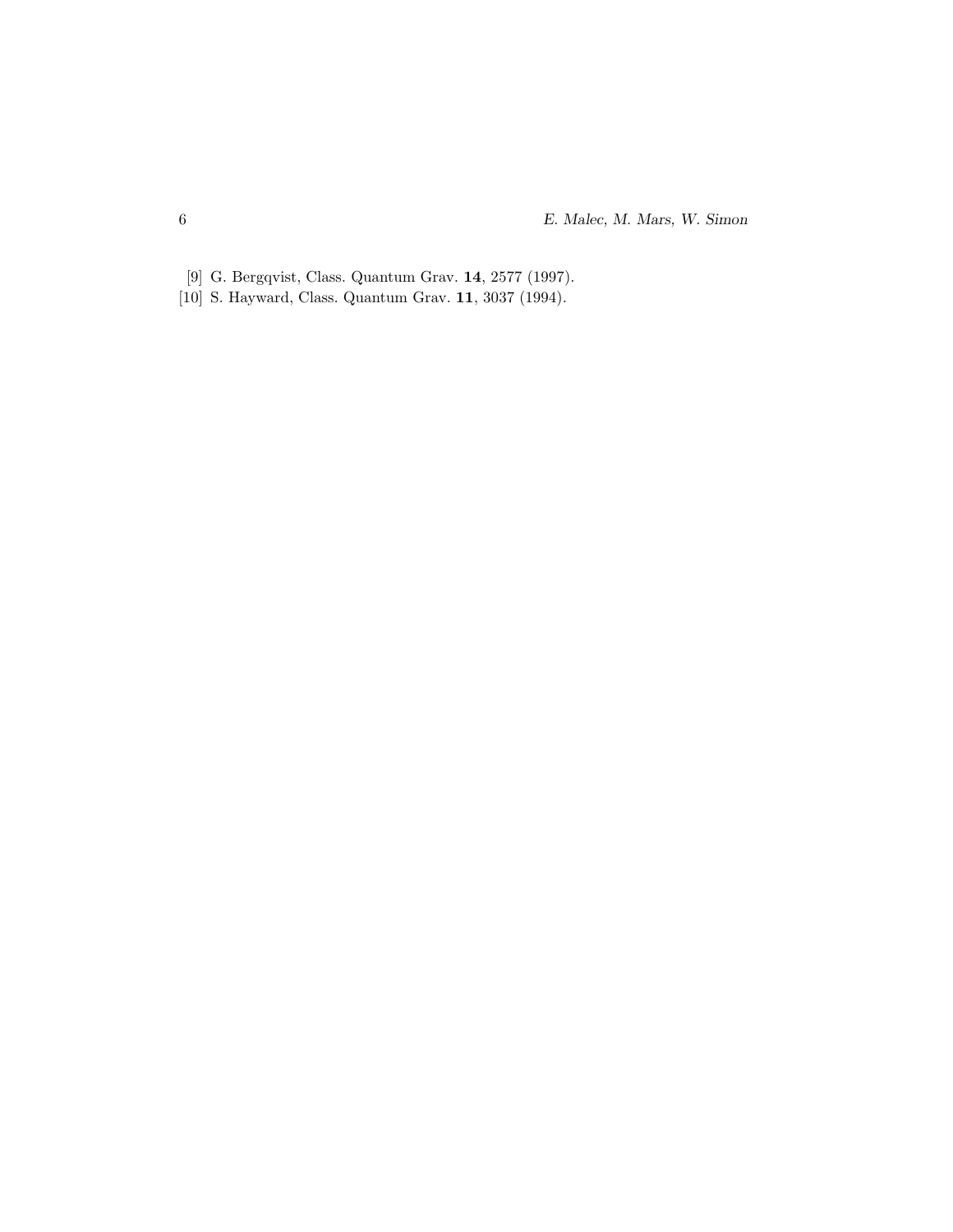[9] G. Bergqvist, Class. Quantum Grav. **14**, 2577 (1997).
[10] S. Hayward, Class. Quantum Grav. **11**, 3037 (1994).